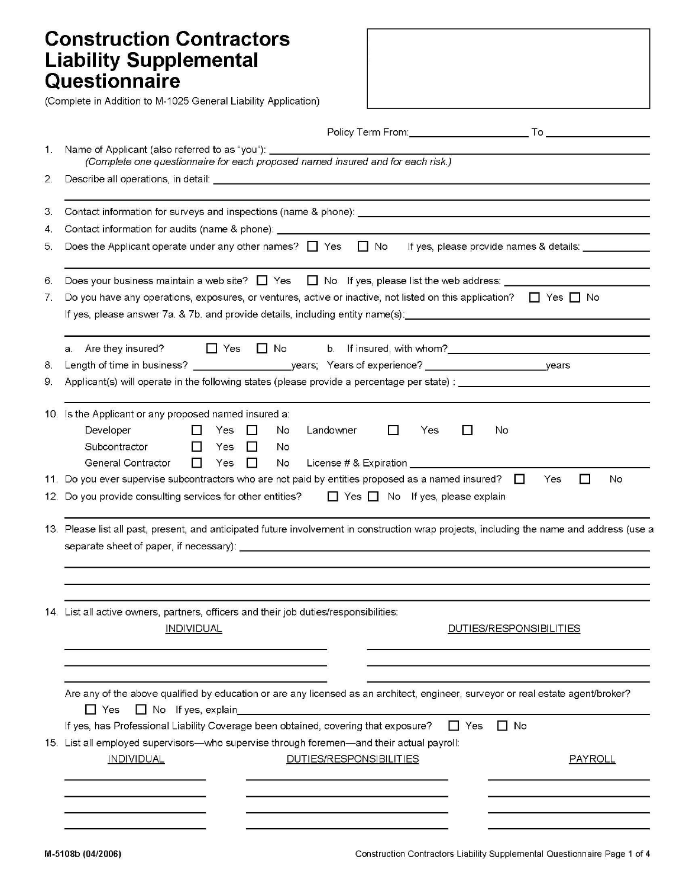# Construction Contractors Liability Supplemental Questionnaire

(Complete in Addition to M-1025 General Liability Application)

Policy Term From: ____________________ To ________________

1. Name of Applicant (also referred to as "you"): ________________________________________
   *(Complete one questionnaire for each proposed named insured and for each risk.)*
2. Describe all operations, in detail: ________________________________________
3. Contact information for surveys and inspections (name & phone): ________________________________________
4. Contact information for audits (name & phone): ________________________________________
5. Does the Applicant operate under any other names? ☐ Yes ☐ No If yes, please provide names & details: ____________
6. Does your business maintain a web site? ☐ Yes ☐ No If yes, please list the web address: ____________________
7. Do you have any operations, exposures, or ventures, active or inactive, not listed on this application? ☐ Yes ☐ No
   If yes, please answer 7a. & 7b. and provide details, including entity name(s): ________________________________________
   a. Are they insured? ☐ Yes ☐ No b. If insured, with whom? ____________________
8. Length of time in business? ________________ years; Years of experience? ____________________ years
9. Applicant(s) will operate in the following states (please provide a percentage per state) : ________________________________________
10. Is the Applicant or any proposed named insured a:
    - Developer ☐ Yes ☐ No Landowner ☐ Yes ☐ No
    - Subcontractor ☐ Yes ☐ No
    - General Contractor ☐ Yes ☐ No License # & Expiration ____________________
11. Do you ever supervise subcontractors who are not paid by entities proposed as a named insured? ☐ Yes ☐ No
12. Do you provide consulting services for other entities? ☐ Yes ☐ No If yes, please explain ________________________________________
13. Please list all past, present, and anticipated future involvement in construction wrap projects, including the name and address (use a separate sheet of paper, if necessary): ________________________________________
14. List all active owners, partners, officers and their job duties/responsibilities:

| INDIVIDUAL | DUTIES/RESPONSIBILITIES |
| --- | --- |
| | |
| | |

Are any of the above qualified by education or are any licensed as an architect, engineer, surveyor or real estate agent/broker?
☐ Yes ☐ No If yes, explain ________________________________________
If yes, has Professional Liability Coverage been obtained, covering that exposure? ☐ Yes ☐ No

15. List all employed supervisors—who supervise through foremen—and their actual payroll:

| INDIVIDUAL | DUTIES/RESPONSIBILITIES | PAYROLL |
| --- | --- | --- |
| | | |
| | | |
| | | |
| | | |

M-5108b (04/2006)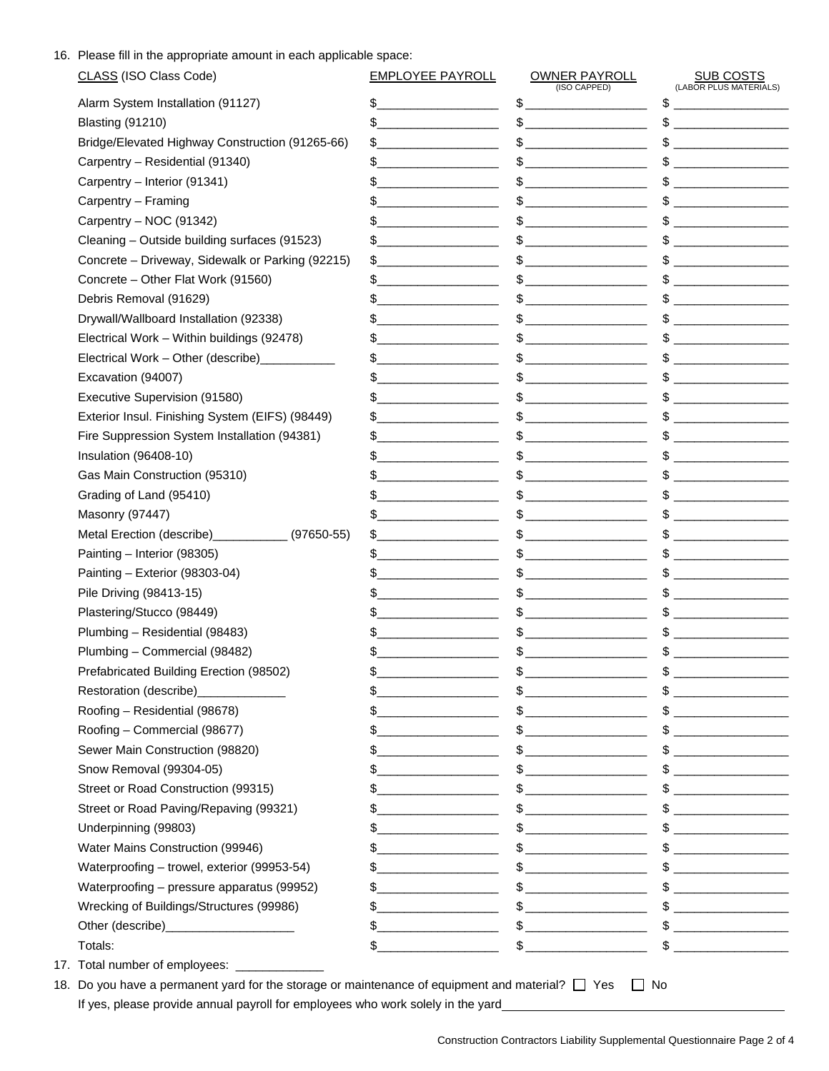16. Please fill in the appropriate amount in each applicable space:

| CLASS (ISO Class Code) | EMPLOYEE PAYROLL | OWNER PAYROLL (ISO CAPPED) | SUB COSTS (LABOR PLUS MATERIALS) |
|---|---|---|---|
| Alarm System Installation (91127) | $__________ | $__________ | $__________ |
| Blasting (91210) | $__________ | $__________ | $__________ |
| Bridge/Elevated Highway Construction (91265-66) | $__________ | $__________ | $__________ |
| Carpentry – Residential (91340) | $__________ | $__________ | $__________ |
| Carpentry – Interior (91341) | $__________ | $__________ | $__________ |
| Carpentry – Framing | $__________ | $__________ | $__________ |
| Carpentry – NOC (91342) | $__________ | $__________ | $__________ |
| Cleaning – Outside building surfaces (91523) | $__________ | $__________ | $__________ |
| Concrete – Driveway, Sidewalk or Parking (92215) | $__________ | $__________ | $__________ |
| Concrete – Other Flat Work (91560) | $__________ | $__________ | $__________ |
| Debris Removal (91629) | $__________ | $__________ | $__________ |
| Drywall/Wallboard Installation (92338) | $__________ | $__________ | $__________ |
| Electrical Work – Within buildings (92478) | $__________ | $__________ | $__________ |
| Electrical Work – Other (describe)___________ | $__________ | $__________ | $__________ |
| Excavation (94007) | $__________ | $__________ | $__________ |
| Executive Supervision (91580) | $__________ | $__________ | $__________ |
| Exterior Insul. Finishing System (EIFS) (98449) | $__________ | $__________ | $__________ |
| Fire Suppression System Installation (94381) | $__________ | $__________ | $__________ |
| Insulation (96408-10) | $__________ | $__________ | $__________ |
| Gas Main Construction (95310) | $__________ | $__________ | $__________ |
| Grading of Land (95410) | $__________ | $__________ | $__________ |
| Masonry (97447) | $__________ | $__________ | $__________ |
| Metal Erection (describe)___________ (97650-55) | $__________ | $__________ | $__________ |
| Painting – Interior (98305) | $__________ | $__________ | $__________ |
| Painting – Exterior (98303-04) | $__________ | $__________ | $__________ |
| Pile Driving (98413-15) | $__________ | $__________ | $__________ |
| Plastering/Stucco (98449) | $__________ | $__________ | $__________ |
| Plumbing – Residential (98483) | $__________ | $__________ | $__________ |
| Plumbing – Commercial (98482) | $__________ | $__________ | $__________ |
| Prefabricated Building Erection (98502) | $__________ | $__________ | $__________ |
| Restoration (describe)_____________ | $__________ | $__________ | $__________ |
| Roofing – Residential (98678) | $__________ | $__________ | $__________ |
| Roofing – Commercial (98677) | $__________ | $__________ | $__________ |
| Sewer Main Construction (98820) | $__________ | $__________ | $__________ |
| Snow Removal (99304-05) | $__________ | $__________ | $__________ |
| Street or Road Construction (99315) | $__________ | $__________ | $__________ |
| Street or Road Paving/Repaving (99321) | $__________ | $__________ | $__________ |
| Underpinning (99803) | $__________ | $__________ | $__________ |
| Water Mains Construction (99946) | $__________ | $__________ | $__________ |
| Waterproofing – trowel, exterior (99953-54) | $__________ | $__________ | $__________ |
| Waterproofing – pressure apparatus (99952) | $__________ | $__________ | $__________ |
| Wrecking of Buildings/Structures (99986) | $__________ | $__________ | $__________ |
| Other (describe)___________________ | $__________ | $__________ | $__________ |
| Totals: | $__________ | $__________ | $__________ |

17. Total number of employees: _____________

18. Do you have a permanent yard for the storage or maintenance of equipment and material? ☐ Yes ☐ No

    If yes, please provide annual payroll for employees who work solely in the yard________________________________________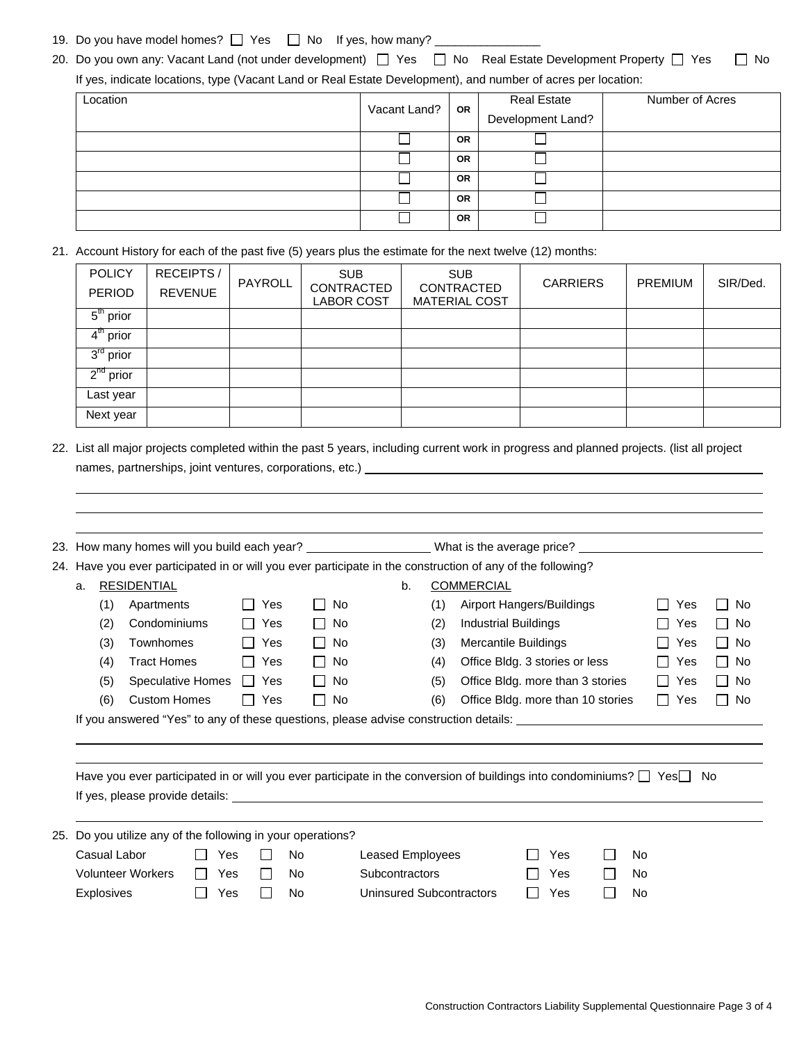19. Do you have model homes? ☐ Yes ☐ No If yes, how many? ________________

20. Do you own any: Vacant Land (not under development) ☐ Yes ☐ No Real Estate Development Property ☐ Yes ☐ No

    If yes, indicate locations, type (Vacant Land or Real Estate Development), and number of acres per location:

| Location | Vacant Land? | OR | Real Estate Development Land? | Number of Acres |
|---|---|---|---|---|
| | ☐ | OR | ☐ | |
| | ☐ | OR | ☐ | |
| | ☐ | OR | ☐ | |
| | ☐ | OR | ☐ | |
| | ☐ | OR | ☐ | |

21. Account History for each of the past five (5) years plus the estimate for the next twelve (12) months:

| POLICY PERIOD | RECEIPTS / REVENUE | PAYROLL | SUB CONTRACTED LABOR COST | SUB CONTRACTED MATERIAL COST | CARRIERS | PREMIUM | SIR/Ded. |
|---|---|---|---|---|---|---|---|
| 5th prior | | | | | | | |
| 4th prior | | | | | | | |
| 3rd prior | | | | | | | |
| 2nd prior | | | | | | | |
| Last year | | | | | | | |
| Next year | | | | | | | |

22. List all major projects completed within the past 5 years, including current work in progress and planned projects. (list all project names, partnerships, joint ventures, corporations, etc.) ____________________

    ____________________

    ____________________

    ____________________

23. How many homes will you build each year? ____________________ What is the average price? ____________________

24. Have you ever participated in or will you ever participate in the construction of any of the following?

    a. RESIDENTIAL
       (1) Apartments ☐ Yes ☐ No
       (2) Condominiums ☐ Yes ☐ No
       (3) Townhomes ☐ Yes ☐ No
       (4) Tract Homes ☐ Yes ☐ No
       (5) Speculative Homes ☐ Yes ☐ No
       (6) Custom Homes ☐ Yes ☐ No

    b. COMMERCIAL
       (1) Airport Hangers/Buildings ☐ Yes ☐ No
       (2) Industrial Buildings ☐ Yes ☐ No
       (3) Mercantile Buildings ☐ Yes ☐ No
       (4) Office Bldg. 3 stories or less ☐ Yes ☐ No
       (5) Office Bldg. more than 3 stories ☐ Yes ☐ No
       (6) Office Bldg. more than 10 stories ☐ Yes ☐ No

    If you answered "Yes" to any of these questions, please advise construction details: ____________________

    ____________________

    ____________________

    Have you ever participated in or will you ever participate in the conversion of buildings into condominiums? ☐ Yes ☐ No

    If yes, please provide details: ____________________

    ____________________

25. Do you utilize any of the following in your operations?

    Casual Labor ☐ Yes ☐ No
    Volunteer Workers ☐ Yes ☐ No
    Explosives ☐ Yes ☐ No
    Leased Employees ☐ Yes ☐ No
    Subcontractors ☐ Yes ☐ No
    Uninsured Subcontractors ☐ Yes ☐ No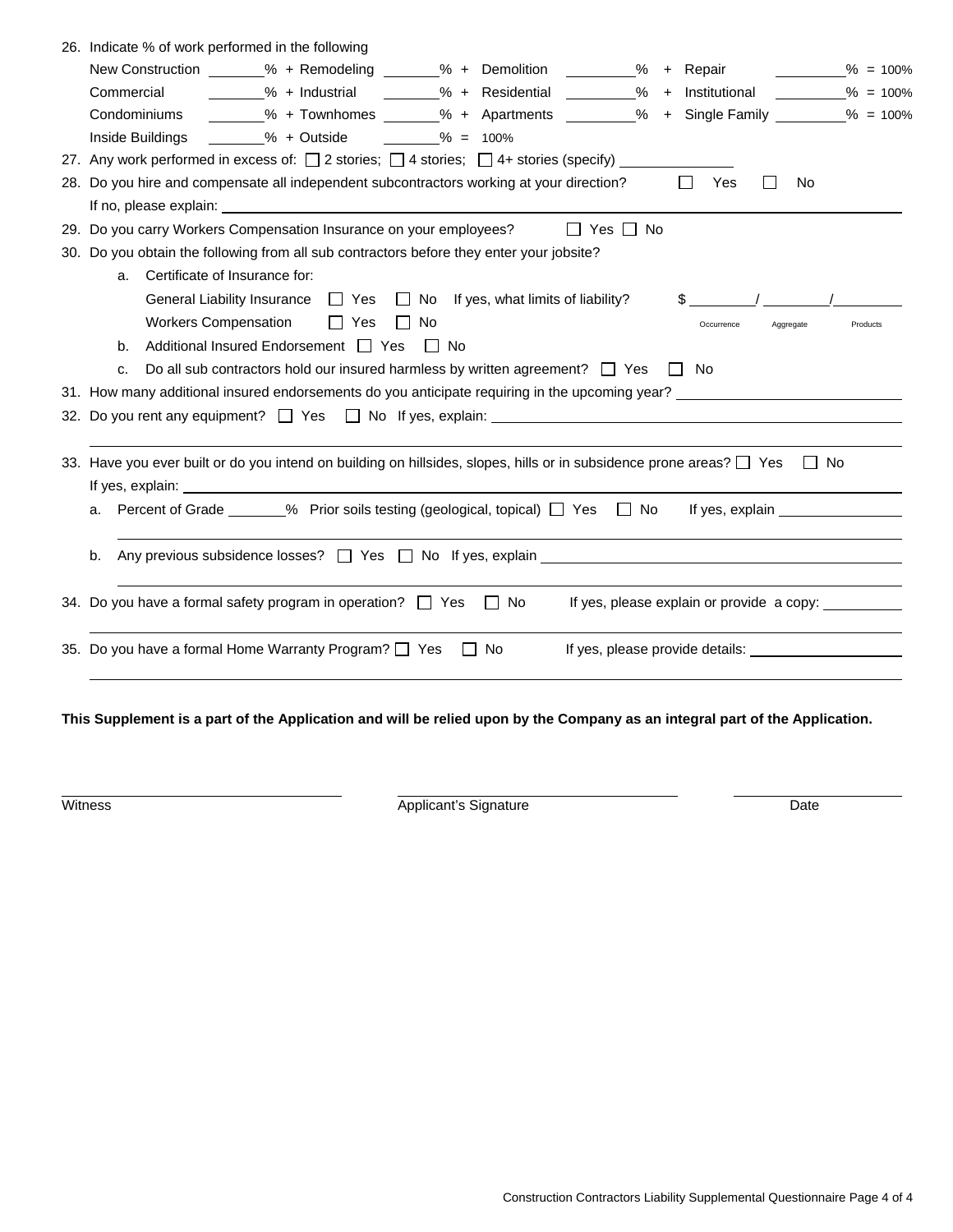26. Indicate % of work performed in the following

    New Construction _______% + Remodeling _______% + Demolition _________% + Repair _________% = 100%

    Commercial _______% + Industrial _______% + Residential _________% + Institutional _________% = 100%

    Condominiums _______% + Townhomes _______% + Apartments _________% + Single Family _________% = 100%

    Inside Buildings _______% + Outside _______% = 100%

27. Any work performed in excess of: ☐ 2 stories; ☐ 4 stories; ☐ 4+ stories (specify) _______________

28. Do you hire and compensate all independent subcontractors working at your direction? ☐ Yes ☐ No

    If no, please explain: _______________

29. Do you carry Workers Compensation Insurance on your employees? ☐ Yes ☐ No

30. Do you obtain the following from all sub contractors before they enter your jobsite?

    a. Certificate of Insurance for:

       General Liability Insurance ☐ Yes ☐ No If yes, what limits of liability? $ ________/ ________/ ________
       
       Occurrence / Aggregate / Products

       Workers Compensation ☐ Yes ☐ No

    b. Additional Insured Endorsement ☐ Yes ☐ No

    c. Do all sub contractors hold our insured harmless by written agreement? ☐ Yes ☐ No

31. How many additional insured endorsements do you anticipate requiring in the upcoming year? _______________

32. Do you rent any equipment? ☐ Yes ☐ No If yes, explain: _______________

33. Have you ever built or do you intend on building on hillsides, slopes, hills or in subsidence prone areas? ☐ Yes ☐ No

    If yes, explain: _______________

    a. Percent of Grade _______% Prior soils testing (geological, topical) ☐ Yes ☐ No If yes, explain _______________

    b. Any previous subsidence losses? ☐ Yes ☐ No If yes, explain _______________

34. Do you have a formal safety program in operation? ☐ Yes ☐ No If yes, please explain or provide a copy: __________

35. Do you have a formal Home Warranty Program? ☐ Yes ☐ No If yes, please provide details: _______________

**This Supplement is a part of the Application and will be relied upon by the Company as an integral part of the Application.**

_______________ Witness

_______________ Applicant's Signature

_______________ Date